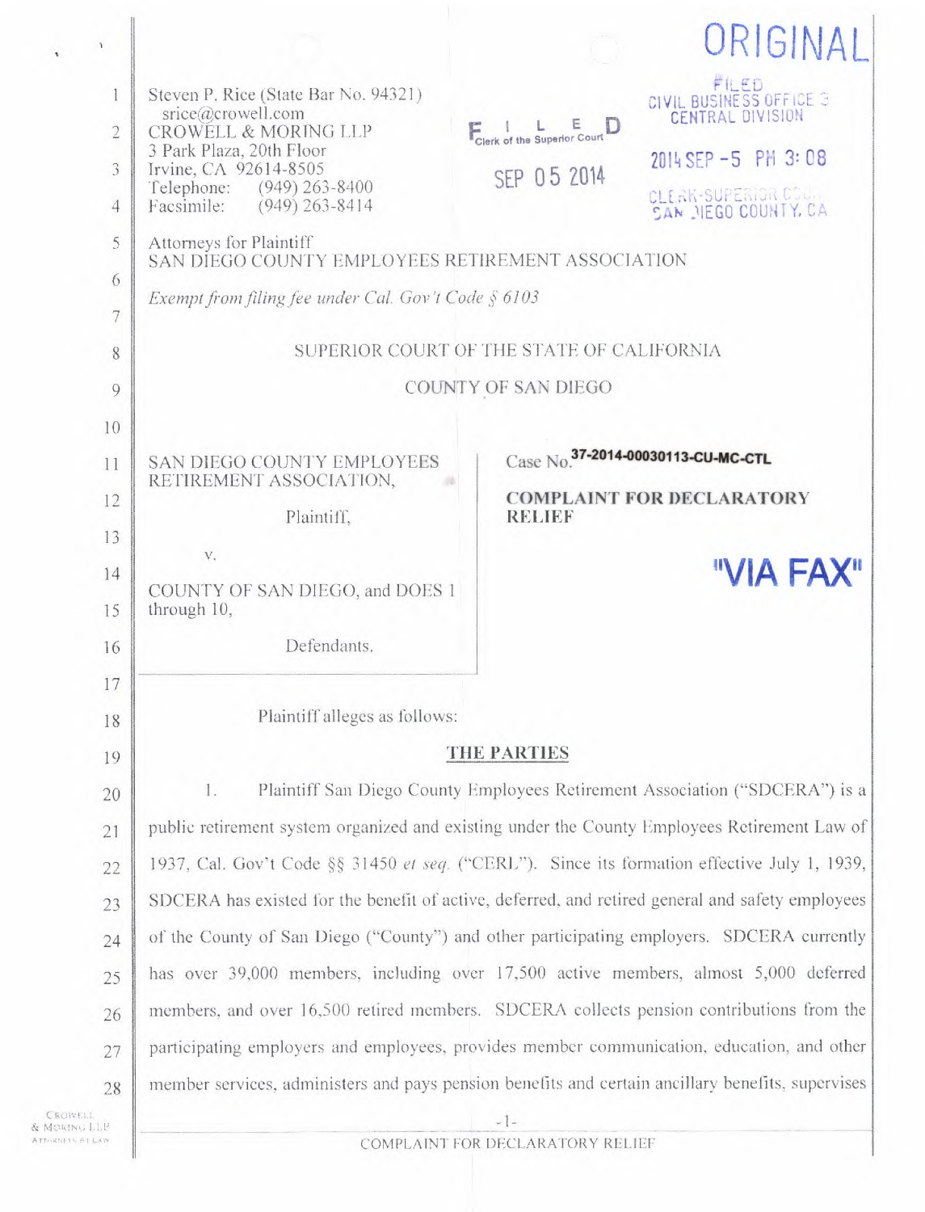ORIGINAL

FILED
CIVIL BUSINESS OFFICE 3
CENTRAL DIVISION

2014 SEP -5 PM 3:08

CLERK-SUPERIOR COURT
SAN DIEGO COUNTY, CA

FILED
Clerk of the Superior Court

SEP 05 2014

Steven P. Rice (State Bar No. 94321)
srice@crowell.com
CROWELL & MORING LLP
3 Park Plaza, 20th Floor
Irvine, CA 92614-8505
Telephone: (949) 263-8400
Facsimile: (949) 263-8414

Attorneys for Plaintiff
SAN DIEGO COUNTY EMPLOYEES RETIREMENT ASSOCIATION

*Exempt from filing fee under Cal. Gov't Code § 6103*

SUPERIOR COURT OF THE STATE OF CALIFORNIA

COUNTY OF SAN DIEGO

| | |
|---|---|
| SAN DIEGO COUNTY EMPLOYEES RETIREMENT ASSOCIATION,<br><br>Plaintiff,<br><br>v.<br><br>COUNTY OF SAN DIEGO, and DOES 1 through 10,<br><br>Defendants. | Case No. 37-2014-00030113-CU-MC-CTL<br><br>**COMPLAINT FOR DECLARATORY RELIEF**<br><br>**"VIA FAX"** |

Plaintiff alleges as follows:

## THE PARTIES

1. Plaintiff San Diego County Employees Retirement Association ("SDCERA") is a public retirement system organized and existing under the County Employees Retirement Law of 1937, Cal. Gov't Code §§ 31450 *et seq.* ("CERL"). Since its formation effective July 1, 1939, SDCERA has existed for the benefit of active, deferred, and retired general and safety employees of the County of San Diego ("County") and other participating employers. SDCERA currently has over 39,000 members, including over 17,500 active members, almost 5,000 deferred members, and over 16,500 retired members. SDCERA collects pension contributions from the participating employers and employees, provides member communication, education, and other member services, administers and pays pension benefits and certain ancillary benefits, supervises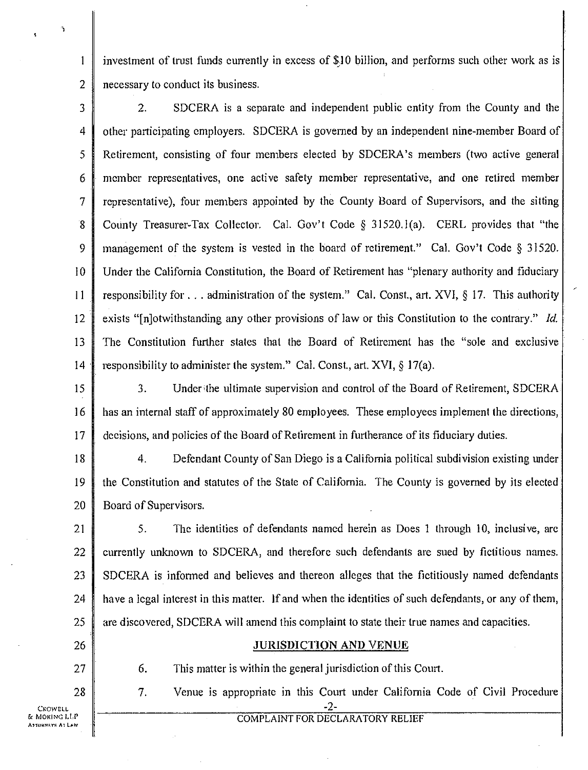investment of trust funds currently in excess of $10 billion, and performs such other work as is necessary to conduct its business.

2. SDCERA is a separate and independent public entity from the County and the other participating employers. SDCERA is governed by an independent nine-member Board of Retirement, consisting of four members elected by SDCERA's members (two active general member representatives, one active safety member representative, and one retired member representative), four members appointed by the County Board of Supervisors, and the sitting County Treasurer-Tax Collector. Cal. Gov't Code § 31520.1(a). CERL provides that "the management of the system is vested in the board of retirement." Cal. Gov't Code § 31520. Under the California Constitution, the Board of Retirement has "plenary authority and fiduciary responsibility for . . . administration of the system." Cal. Const., art. XVI, § 17. This authority exists "[n]otwithstanding any other provisions of law or this Constitution to the contrary." *Id.* The Constitution further states that the Board of Retirement has the "sole and exclusive responsibility to administer the system." Cal. Const., art. XVI, § 17(a).

3. Under the ultimate supervision and control of the Board of Retirement, SDCERA has an internal staff of approximately 80 employees. These employees implement the directions, decisions, and policies of the Board of Retirement in furtherance of its fiduciary duties.

4. Defendant County of San Diego is a California political subdivision existing under the Constitution and statutes of the State of California. The County is governed by its elected Board of Supervisors.

5. The identities of defendants named herein as Does 1 through 10, inclusive, are currently unknown to SDCERA, and therefore such defendants are sued by fictitious names. SDCERA is informed and believes and thereon alleges that the fictitiously named defendants have a legal interest in this matter. If and when the identities of such defendants, or any of them, are discovered, SDCERA will amend this complaint to state their true names and capacities.

## JURISDICTION AND VENUE

6. This matter is within the general jurisdiction of this Court.

7. Venue is appropriate in this Court under California Code of Civil Procedure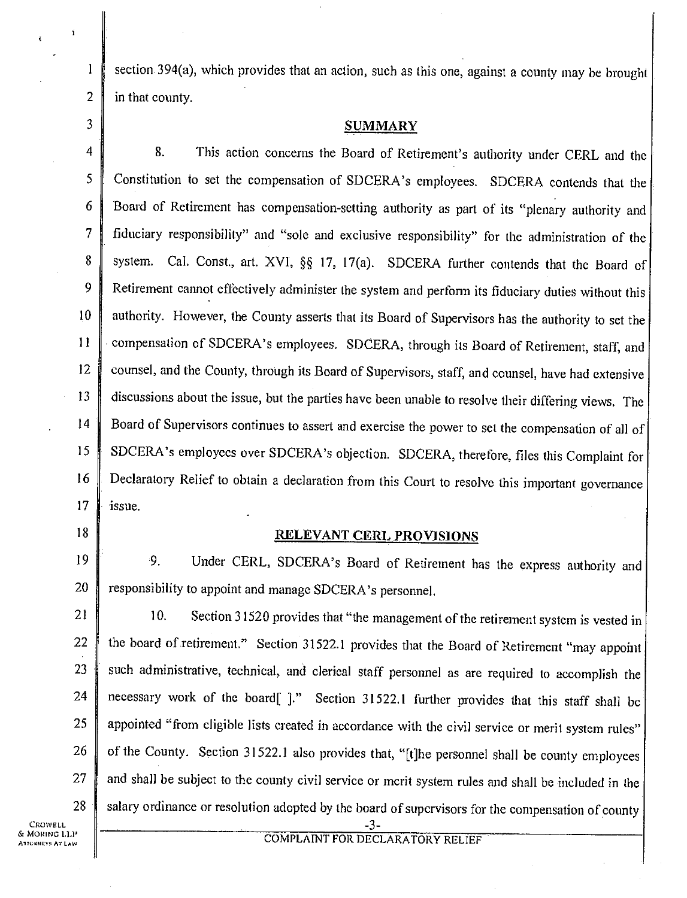section 394(a), which provides that an action, such as this one, against a county may be brought in that county.

## SUMMARY

8. This action concerns the Board of Retirement's authority under CERL and the Constitution to set the compensation of SDCERA's employees. SDCERA contends that the Board of Retirement has compensation-setting authority as part of its "plenary authority and fiduciary responsibility" and "sole and exclusive responsibility" for the administration of the system. Cal. Const., art. XVI, §§ 17, 17(a). SDCERA further contends that the Board of Retirement cannot effectively administer the system and perform its fiduciary duties without this authority. However, the County asserts that its Board of Supervisors has the authority to set the compensation of SDCERA's employees. SDCERA, through its Board of Retirement, staff, and counsel, and the County, through its Board of Supervisors, staff, and counsel, have had extensive discussions about the issue, but the parties have been unable to resolve their differing views. The Board of Supervisors continues to assert and exercise the power to set the compensation of all of SDCERA's employees over SDCERA's objection. SDCERA, therefore, files this Complaint for Declaratory Relief to obtain a declaration from this Court to resolve this important governance issue.

## RELEVANT CERL PROVISIONS

9. Under CERL, SDCERA's Board of Retirement has the express authority and responsibility to appoint and manage SDCERA's personnel.

10. Section 31520 provides that "the management of the retirement system is vested in the board of retirement." Section 31522.1 provides that the Board of Retirement "may appoint such administrative, technical, and clerical staff personnel as are required to accomplish the necessary work of the board[ ]." Section 31522.1 further provides that this staff shall be appointed "from eligible lists created in accordance with the civil service or merit system rules" of the County. Section 31522.1 also provides that, "[t]he personnel shall be county employees and shall be subject to the county civil service or merit system rules and shall be included in the salary ordinance or resolution adopted by the board of supervisors for the compensation of county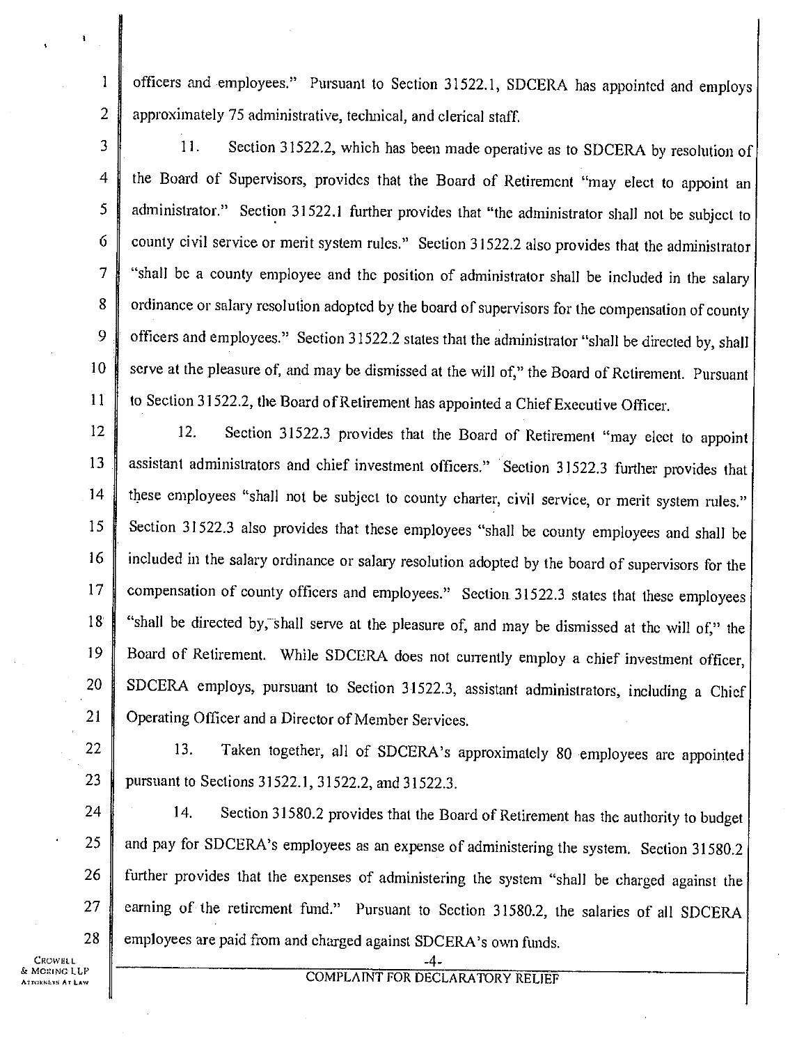officers and employees." Pursuant to Section 31522.1, SDCERA has appointed and employs approximately 75 administrative, technical, and clerical staff.

11. Section 31522.2, which has been made operative as to SDCERA by resolution of the Board of Supervisors, provides that the Board of Retirement "may elect to appoint an administrator." Section 31522.1 further provides that "the administrator shall not be subject to county civil service or merit system rules." Section 31522.2 also provides that the administrator "shall be a county employee and the position of administrator shall be included in the salary ordinance or salary resolution adopted by the board of supervisors for the compensation of county officers and employees." Section 31522.2 states that the administrator "shall be directed by, shall serve at the pleasure of, and may be dismissed at the will of," the Board of Retirement. Pursuant to Section 31522.2, the Board of Retirement has appointed a Chief Executive Officer.

12. Section 31522.3 provides that the Board of Retirement "may elect to appoint assistant administrators and chief investment officers." Section 31522.3 further provides that these employees "shall not be subject to county charter, civil service, or merit system rules." Section 31522.3 also provides that these employees "shall be county employees and shall be included in the salary ordinance or salary resolution adopted by the board of supervisors for the compensation of county officers and employees." Section 31522.3 states that these employees "shall be directed by, shall serve at the pleasure of, and may be dismissed at the will of," the Board of Retirement. While SDCERA does not currently employ a chief investment officer, SDCERA employs, pursuant to Section 31522.3, assistant administrators, including a Chief Operating Officer and a Director of Member Services.

13. Taken together, all of SDCERA's approximately 80 employees are appointed pursuant to Sections 31522.1, 31522.2, and 31522.3.

14. Section 31580.2 provides that the Board of Retirement has the authority to budget and pay for SDCERA's employees as an expense of administering the system. Section 31580.2 further provides that the expenses of administering the system "shall be charged against the earning of the retirement fund." Pursuant to Section 31580.2, the salaries of all SDCERA employees are paid from and charged against SDCERA's own funds.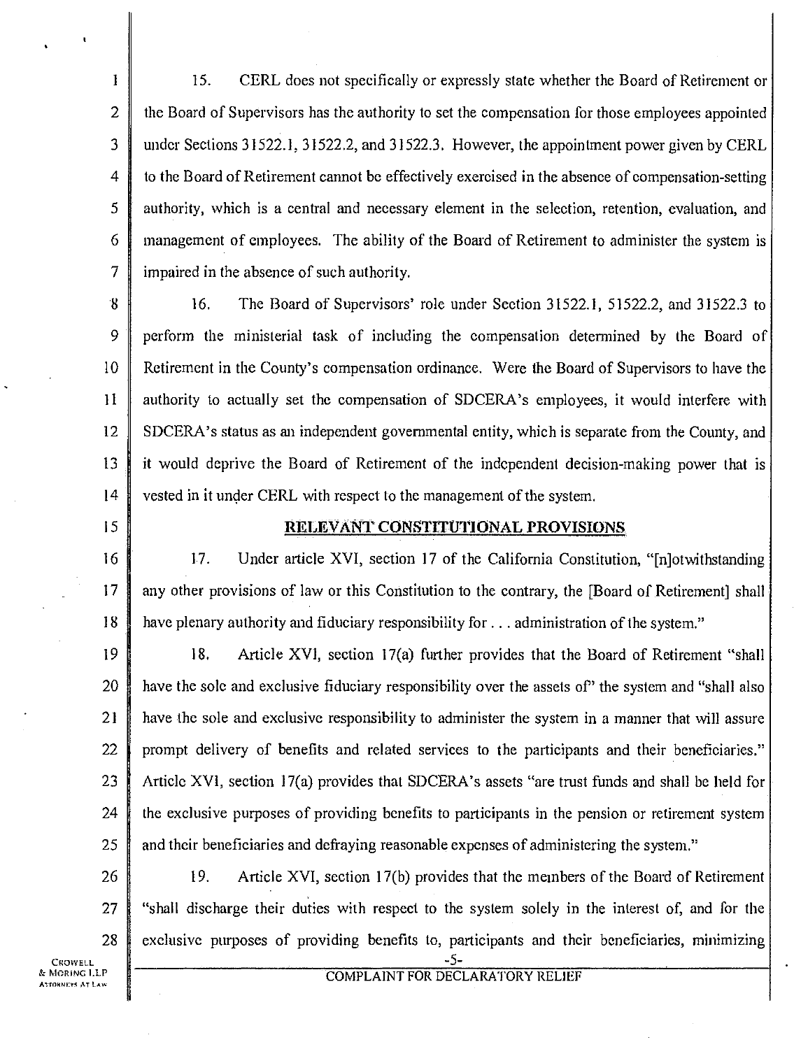15. CERL does not specifically or expressly state whether the Board of Retirement or the Board of Supervisors has the authority to set the compensation for those employees appointed under Sections 31522.1, 31522.2, and 31522.3. However, the appointment power given by CERL to the Board of Retirement cannot be effectively exercised in the absence of compensation-setting authority, which is a central and necessary element in the selection, retention, evaluation, and management of employees. The ability of the Board of Retirement to administer the system is impaired in the absence of such authority.

16. The Board of Supervisors' role under Section 31522.1, 51522.2, and 31522.3 to perform the ministerial task of including the compensation determined by the Board of Retirement in the County's compensation ordinance. Were the Board of Supervisors to have the authority to actually set the compensation of SDCERA's employees, it would interfere with SDCERA's status as an independent governmental entity, which is separate from the County, and it would deprive the Board of Retirement of the independent decision-making power that is vested in it under CERL with respect to the management of the system.

## RELEVANT CONSTITUTIONAL PROVISIONS

17. Under article XVI, section 17 of the California Constitution, "[n]otwithstanding any other provisions of law or this Constitution to the contrary, the [Board of Retirement] shall have plenary authority and fiduciary responsibility for . . . administration of the system."

18. Article XVI, section 17(a) further provides that the Board of Retirement "shall have the sole and exclusive fiduciary responsibility over the assets of" the system and "shall also have the sole and exclusive responsibility to administer the system in a manner that will assure prompt delivery of benefits and related services to the participants and their beneficiaries." Article XVI, section 17(a) provides that SDCERA's assets "are trust funds and shall be held for the exclusive purposes of providing benefits to participants in the pension or retirement system and their beneficiaries and defraying reasonable expenses of administering the system."

19. Article XVI, section 17(b) provides that the members of the Board of Retirement "shall discharge their duties with respect to the system solely in the interest of, and for the exclusive purposes of providing benefits to, participants and their beneficiaries, minimizing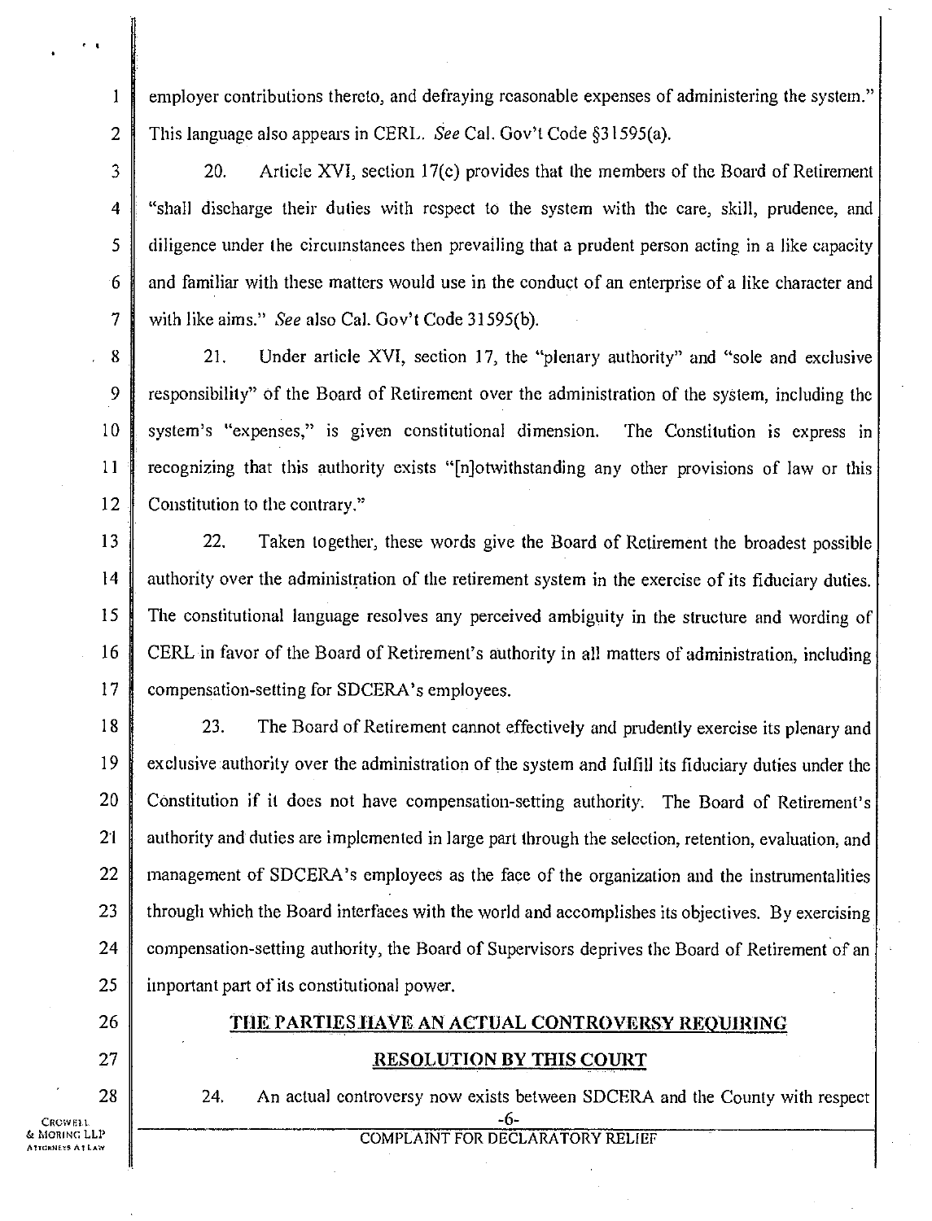employer contributions thereto, and defraying reasonable expenses of administering the system." This language also appears in CERL. *See* Cal. Gov't Code §31595(a).

20. Article XVI, section 17(c) provides that the members of the Board of Retirement "shall discharge their duties with respect to the system with the care, skill, prudence, and diligence under the circumstances then prevailing that a prudent person acting in a like capacity and familiar with these matters would use in the conduct of an enterprise of a like character and with like aims." *See* also Cal. Gov't Code 31595(b).

21. Under article XVI, section 17, the "plenary authority" and "sole and exclusive responsibility" of the Board of Retirement over the administration of the system, including the system's "expenses," is given constitutional dimension. The Constitution is express in recognizing that this authority exists "[n]otwithstanding any other provisions of law or this Constitution to the contrary."

22. Taken together, these words give the Board of Retirement the broadest possible authority over the administration of the retirement system in the exercise of its fiduciary duties. The constitutional language resolves any perceived ambiguity in the structure and wording of CERL in favor of the Board of Retirement's authority in all matters of administration, including compensation-setting for SDCERA's employees.

23. The Board of Retirement cannot effectively and prudently exercise its plenary and exclusive authority over the administration of the system and fulfill its fiduciary duties under the Constitution if it does not have compensation-setting authority. The Board of Retirement's authority and duties are implemented in large part through the selection, retention, evaluation, and management of SDCERA's employees as the face of the organization and the instrumentalities through which the Board interfaces with the world and accomplishes its objectives. By exercising compensation-setting authority, the Board of Supervisors deprives the Board of Retirement of an important part of its constitutional power.

## THE PARTIES HAVE AN ACTUAL CONTROVERSY REQUIRING RESOLUTION BY THIS COURT

24. An actual controversy now exists between SDCERA and the County with respect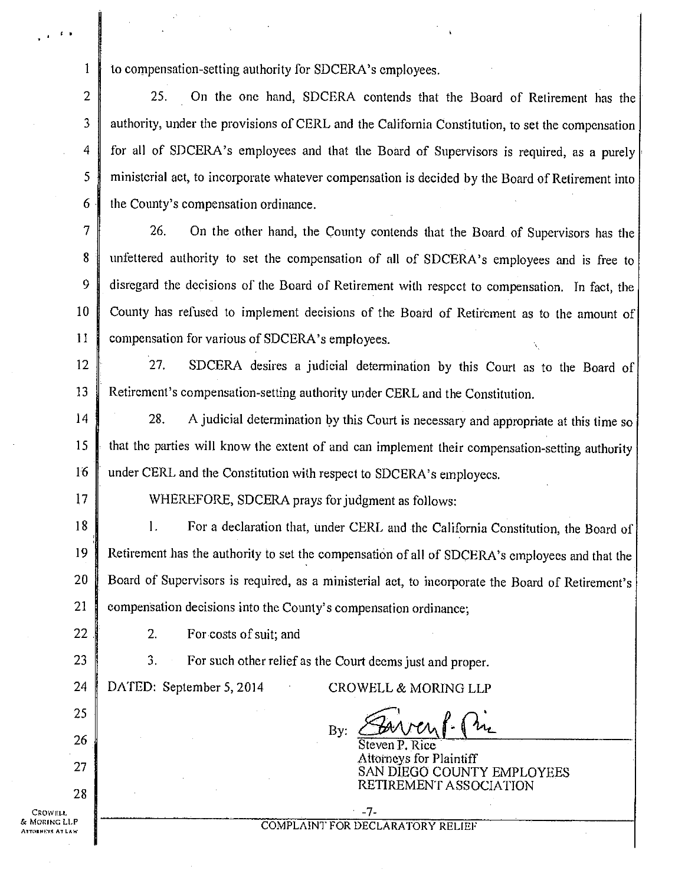to compensation-setting authority for SDCERA's employees.

25. On the one hand, SDCERA contends that the Board of Retirement has the authority, under the provisions of CERL and the California Constitution, to set the compensation for all of SDCERA's employees and that the Board of Supervisors is required, as a purely ministerial act, to incorporate whatever compensation is decided by the Board of Retirement into the County's compensation ordinance.

26. On the other hand, the County contends that the Board of Supervisors has the unfettered authority to set the compensation of all of SDCERA's employees and is free to disregard the decisions of the Board of Retirement with respect to compensation. In fact, the County has refused to implement decisions of the Board of Retirement as to the amount of compensation for various of SDCERA's employees.

27. SDCERA desires a judicial determination by this Court as to the Board of Retirement's compensation-setting authority under CERL and the Constitution.

28. A judicial determination by this Court is necessary and appropriate at this time so that the parties will know the extent of and can implement their compensation-setting authority under CERL and the Constitution with respect to SDCERA's employees.

WHEREFORE, SDCERA prays for judgment as follows:

1. For a declaration that, under CERL and the California Constitution, the Board of Retirement has the authority to set the compensation of all of SDCERA's employees and that the Board of Supervisors is required, as a ministerial act, to incorporate the Board of Retirement's compensation decisions into the County's compensation ordinance;

2. For costs of suit; and

3. For such other relief as the Court deems just and proper.

DATED: September 5, 2014 CROWELL & MORING LLP

By: [signature]
Steven P. Rice
Attorneys for Plaintiff
SAN DIEGO COUNTY EMPLOYEES RETIREMENT ASSOCIATION

COMPLAINT FOR DECLARATORY RELIEF